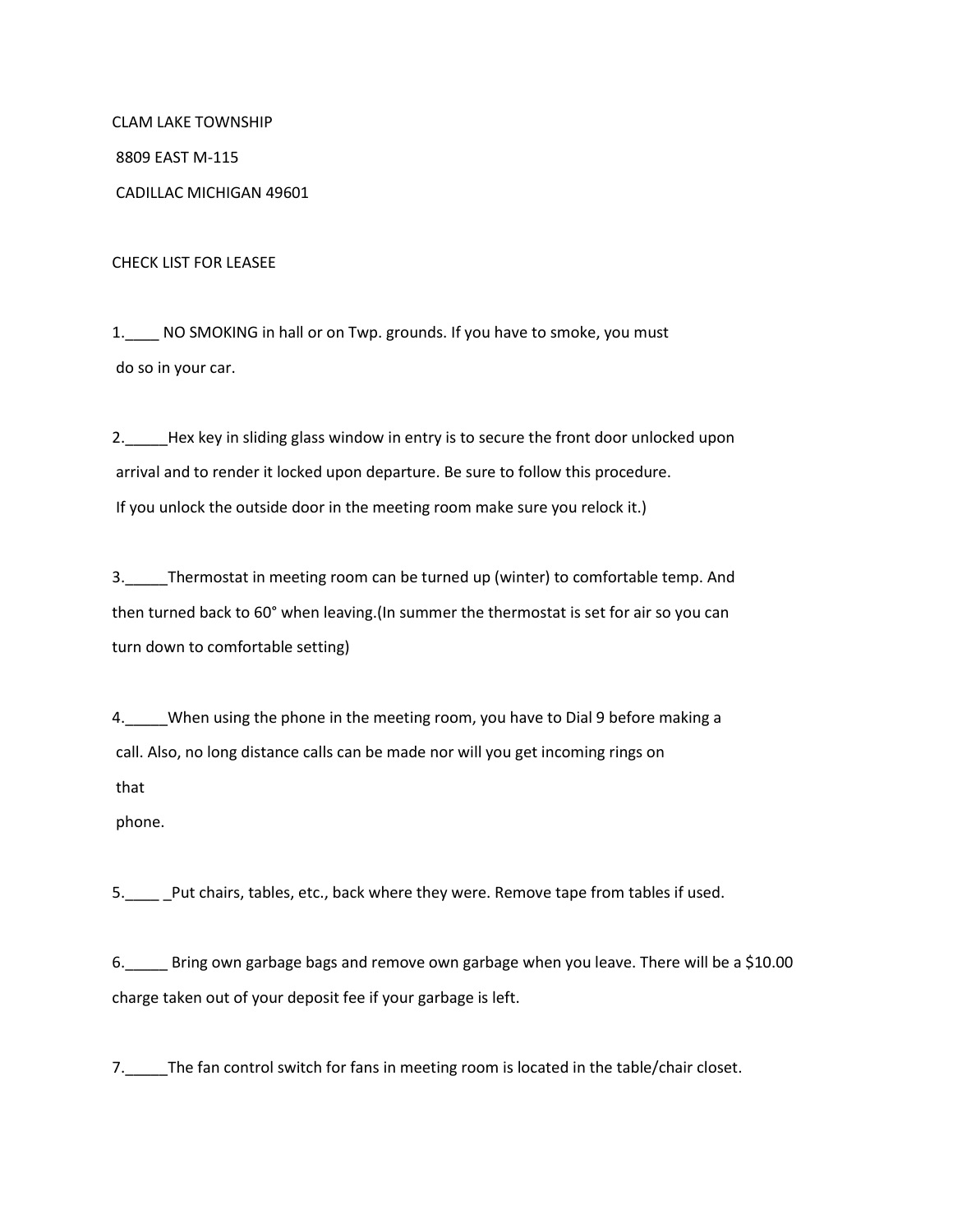CLAM LAKE TOWNSHIP

8809 EAST M-115

CADILLAC MICHIGAN 49601

CHECK LIST FOR LEASEE

1.____ NO SMOKING in hall or on Twp. grounds. If you have to smoke, you must do so in your car.

2._____Hex key in sliding glass window in entry is to secure the front door unlocked upon arrival and to render it locked upon departure. Be sure to follow this procedure. If you unlock the outside door in the meeting room make sure you relock it.)

3._____Thermostat in meeting room can be turned up (winter) to comfortable temp. And then turned back to 60° when leaving.(In summer the thermostat is set for air so you can turn down to comfortable setting)

4._____When using the phone in the meeting room, you have to Dial 9 before making a call. Also, no long distance calls can be made nor will you get incoming rings on that phone.

5.____ _Put chairs, tables, etc., back where they were. Remove tape from tables if used.

6._____ Bring own garbage bags and remove own garbage when you leave. There will be a $10.00 charge taken out of your deposit fee if your garbage is left.

7._____The fan control switch for fans in meeting room is located in the table/chair closet.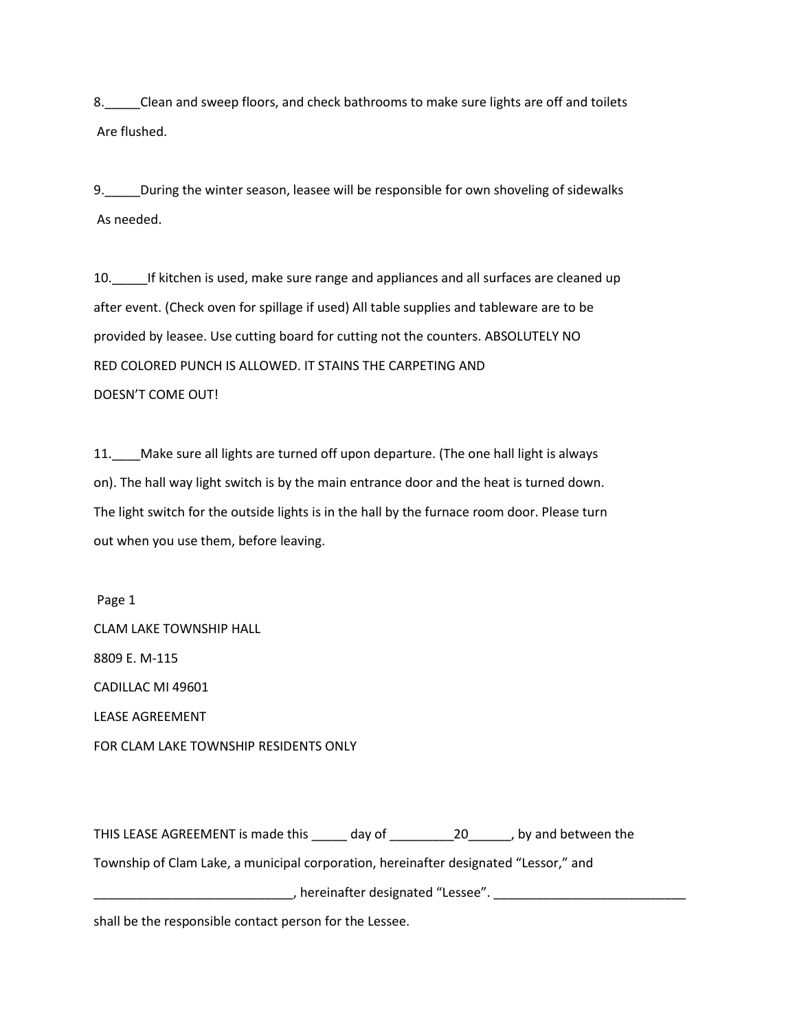8._____Clean and sweep floors, and check bathrooms to make sure lights are off and toilets Are flushed.

9._____During the winter season, leasee will be responsible for own shoveling of sidewalks As needed.

10._____If kitchen is used, make sure range and appliances and all surfaces are cleaned up after event. (Check oven for spillage if used) All table supplies and tableware are to be provided by leasee. Use cutting board for cutting not the counters. ABSOLUTELY NO RED COLORED PUNCH IS ALLOWED. IT STAINS THE CARPETING AND DOESN'T COME OUT!

11.____Make sure all lights are turned off upon departure. (The one hall light is always on). The hall way light switch is by the main entrance door and the heat is turned down. The light switch for the outside lights is in the hall by the furnace room door. Please turn out when you use them, before leaving.

Page 1

CLAM LAKE TOWNSHIP HALL

8809 E. M-115

CADILLAC MI 49601

LEASE AGREEMENT

FOR CLAM LAKE TOWNSHIP RESIDENTS ONLY

THIS LEASE AGREEMENT is made this _____ day of _________20______, by and between the Township of Clam Lake, a municipal corporation, hereinafter designated "Lessor," and ____________________________, hereinafter designated "Lessee". ___________________________ shall be the responsible contact person for the Lessee.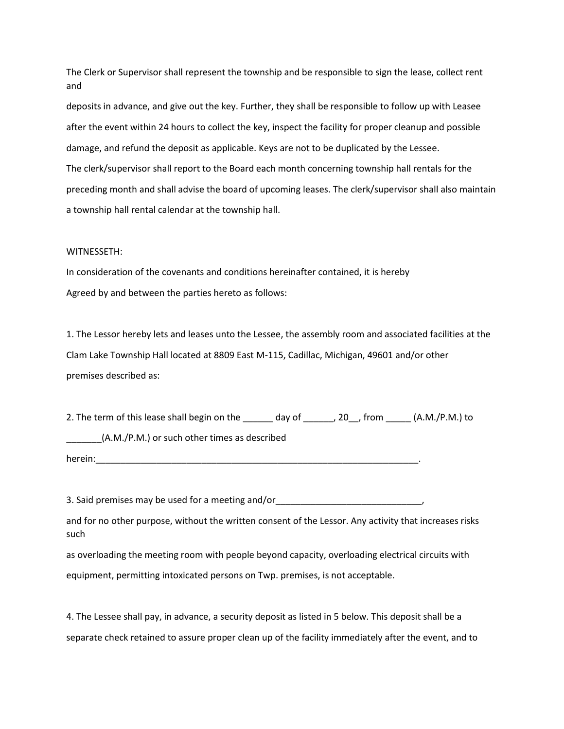The Clerk or Supervisor shall represent the township and be responsible to sign the lease, collect rent and

deposits in advance, and give out the key. Further, they shall be responsible to follow up with Leasee after the event within 24 hours to collect the key, inspect the facility for proper cleanup and possible damage, and refund the deposit as applicable. Keys are not to be duplicated by the Lessee.

The clerk/supervisor shall report to the Board each month concerning township hall rentals for the preceding month and shall advise the board of upcoming leases. The clerk/supervisor shall also maintain a township hall rental calendar at the township hall.

WITNESSETH:

In consideration of the covenants and conditions hereinafter contained, it is hereby Agreed by and between the parties hereto as follows:

1. The Lessor hereby lets and leases unto the Lessee, the assembly room and associated facilities at the Clam Lake Township Hall located at 8809 East M-115, Cadillac, Michigan, 49601 and/or other premises described as:

2. The term of this lease shall begin on the ______ day of ______, 20__, from _____ (A.M./P.M.) to _______(A.M./P.M.) or such other times as described herein:____________________________________________________________________.

3. Said premises may be used for a meeting and/or_____________________________, and for no other purpose, without the written consent of the Lessor. Any activity that increases risks such as overloading the meeting room with people beyond capacity, overloading electrical circuits with equipment, permitting intoxicated persons on Twp. premises, is not acceptable.

4. The Lessee shall pay, in advance, a security deposit as listed in 5 below. This deposit shall be a separate check retained to assure proper clean up of the facility immediately after the event, and to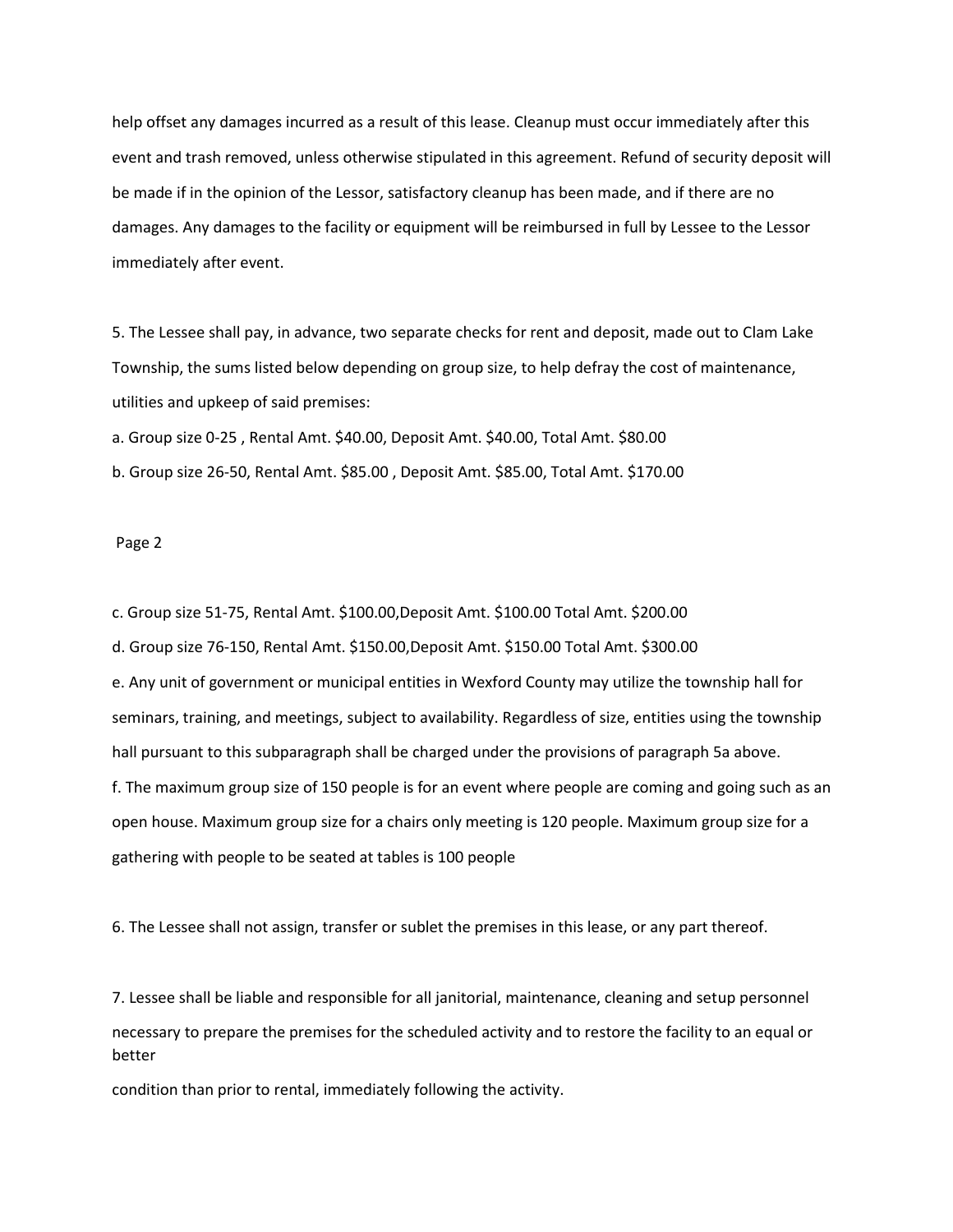help offset any damages incurred as a result of this lease. Cleanup must occur immediately after this event and trash removed, unless otherwise stipulated in this agreement. Refund of security deposit will be made if in the opinion of the Lessor, satisfactory cleanup has been made, and if there are no damages. Any damages to the facility or equipment will be reimbursed in full by Lessee to the Lessor immediately after event.

5. The Lessee shall pay, in advance, two separate checks for rent and deposit, made out to Clam Lake Township, the sums listed below depending on group size, to help defray the cost of maintenance, utilities and upkeep of said premises:

a. Group size 0-25 , Rental Amt. $40.00, Deposit Amt. $40.00, Total Amt. $80.00

b. Group size 26-50, Rental Amt. $85.00 , Deposit Amt. $85.00, Total Amt. $170.00

c. Group size 51-75, Rental Amt. $100.00,Deposit Amt. $100.00 Total Amt. $200.00

d. Group size 76-150, Rental Amt. $150.00,Deposit Amt. $150.00 Total Amt. $300.00

e. Any unit of government or municipal entities in Wexford County may utilize the township hall for seminars, training, and meetings, subject to availability. Regardless of size, entities using the township hall pursuant to this subparagraph shall be charged under the provisions of paragraph 5a above.

f. The maximum group size of 150 people is for an event where people are coming and going such as an open house. Maximum group size for a chairs only meeting is 120 people. Maximum group size for a gathering with people to be seated at tables is 100 people

6. The Lessee shall not assign, transfer or sublet the premises in this lease, or any part thereof.

7. Lessee shall be liable and responsible for all janitorial, maintenance, cleaning and setup personnel necessary to prepare the premises for the scheduled activity and to restore the facility to an equal or better condition than prior to rental, immediately following the activity.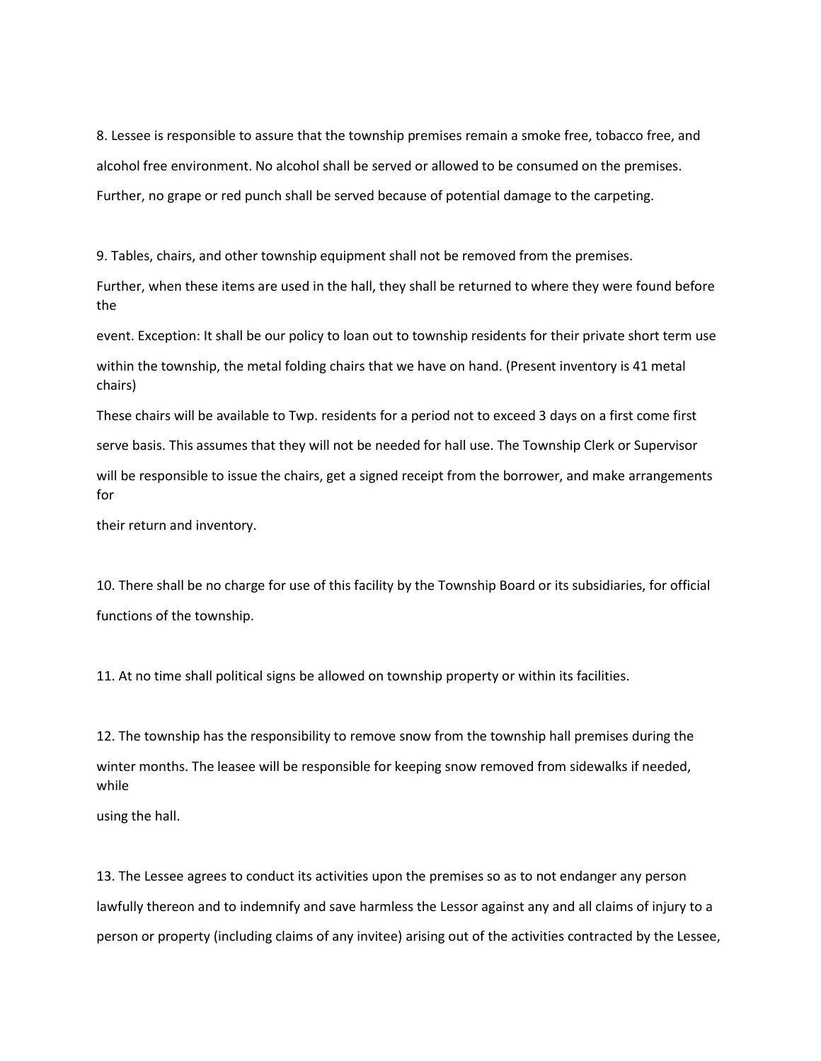8. Lessee is responsible to assure that the township premises remain a smoke free, tobacco free, and alcohol free environment. No alcohol shall be served or allowed to be consumed on the premises. Further, no grape or red punch shall be served because of potential damage to the carpeting.

9. Tables, chairs, and other township equipment shall not be removed from the premises. Further, when these items are used in the hall, they shall be returned to where they were found before the event. Exception: It shall be our policy to loan out to township residents for their private short term use within the township, the metal folding chairs that we have on hand. (Present inventory is 41 metal chairs) These chairs will be available to Twp. residents for a period not to exceed 3 days on a first come first serve basis. This assumes that they will not be needed for hall use. The Township Clerk or Supervisor will be responsible to issue the chairs, get a signed receipt from the borrower, and make arrangements for their return and inventory.

10. There shall be no charge for use of this facility by the Township Board or its subsidiaries, for official functions of the township.

11. At no time shall political signs be allowed on township property or within its facilities.

12. The township has the responsibility to remove snow from the township hall premises during the winter months. The leasee will be responsible for keeping snow removed from sidewalks if needed, while using the hall.

13. The Lessee agrees to conduct its activities upon the premises so as to not endanger any person lawfully thereon and to indemnify and save harmless the Lessor against any and all claims of injury to a person or property (including claims of any invitee) arising out of the activities contracted by the Lessee,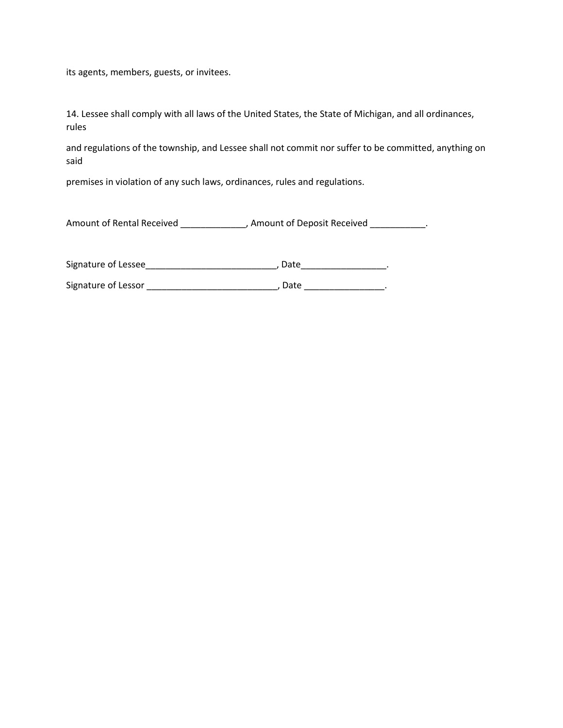its agents, members, guests, or invitees.

14. Lessee shall comply with all laws of the United States, the State of Michigan, and all ordinances, rules and regulations of the township, and Lessee shall not commit nor suffer to be committed, anything on said premises in violation of any such laws, ordinances, rules and regulations.

Amount of Rental Received _____________, Amount of Deposit Received ___________.

Signature of Lessee__________________________, Date_________________.

Signature of Lessor __________________________, Date ________________.